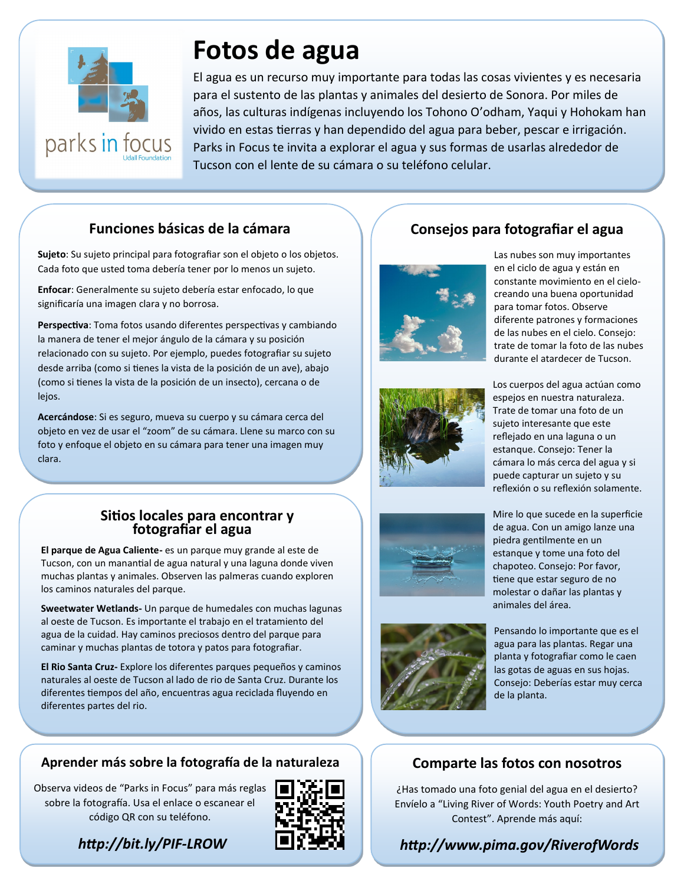# Fotos de agua

El agua es un recurso muy importante para todas las cosas vivientes y es necesaria para el sustento de las plantas y animales del desierto de Sonora. Por miles de años, las culturas indígenas incluyendo los Tohono O'odham, Yaqui y Hohokam han vivido en estas tierras y han dependido del agua para beber, pescar e irrigación. Parks in Focus te invita a explorar el agua y sus formas de usarlas alrededor de Tucson con el lente de su cámara o su teléfono celular.

## Funciones básicas de la cámara

**Sujeto**: Su sujeto principal para fotografiar son el objeto o los objetos. Cada foto que usted toma debería tener por lo menos un sujeto.

**Enfocar**: Generalmente su sujeto debería estar enfocado, lo que significaría una imagen clara y no borrosa.

**Perspectiva**: Toma fotos usando diferentes perspectivas y cambiando la manera de tener el mejor ángulo de la cámara y su posición relacionado con su sujeto. Por ejemplo, puedes fotografiar su sujeto desde arriba (como si tienes la vista de la posición de un ave), abajo (como si tienes la vista de la posición de un insecto), cercana o de lejos.

**Acercándose**: Si es seguro, mueva su cuerpo y su cámara cerca del objeto en vez de usar el "zoom" de su cámara. Llene su marco con su foto y enfoque el objeto en su cámara para tener una imagen muy clara.

## Sitios locales para encontrar y fotografiar el agua

**El parque de Agua Caliente-** es un parque muy grande al este de Tucson, con un manantial de agua natural y una laguna donde viven muchas plantas y animales. Observen las palmeras cuando exploren los caminos naturales del parque.

**Sweetwater Wetlands-** Un parque de humedales con muchas lagunas al oeste de Tucson. Es importante el trabajo en el tratamiento del agua de la cuidad. Hay caminos preciosos dentro del parque para caminar y muchas plantas de totora y patos para fotografiar.

**El Rio Santa Cruz-** Explore los diferentes parques pequeños y caminos naturales al oeste de Tucson al lado de rio de Santa Cruz. Durante los diferentes tiempos del año, encuentras agua reciclada fluyendo en diferentes partes del rio.

## Consejos para fotografiar el agua

Las nubes son muy importantes en el ciclo de agua y están en constante movimiento en el cielo- creando una buena oportunidad para tomar fotos. Observe diferente patrones y formaciones de las nubes en el cielo. Consejo: trate de tomar la foto de las nubes durante el atardecer de Tucson.

Los cuerpos del agua actúan como espejos en nuestra naturaleza. Trate de tomar una foto de un sujeto interesante que este reflejado en una laguna o un estanque. Consejo: Tener la cámara lo más cerca del agua y si puede capturar un sujeto y su reflexión o su reflexión solamente.

Mire lo que sucede en la superficie de agua. Con un amigo lance una piedra gentilmente en un estanque y tome una foto del chapoteo. Consejo: Por favor, tiene que estar seguro de no molestar o dañar las plantas y animales del área.

Pensando lo importante que es el agua para las plantas. Regar una planta y fotografiar como le caen las gotas de aguas en sus hojas. Consejo: Deberías estar muy cerca de la planta.

## Aprender más sobre la fotografía de la naturaleza

Observa videos de "Parks in Focus" para más reglas sobre la fotografía. Usa el enlace o escanear el código QR con su teléfono.

***http://bit.ly/PIF-LROW***

## Comparte las fotos con nosotros

¿Has tomado una foto genial del agua en el desierto? Envíelo a "Living River of Words: Youth Poetry and Art Contest". Aprende más aquí:

***http://www.pima.gov/RiverofWords***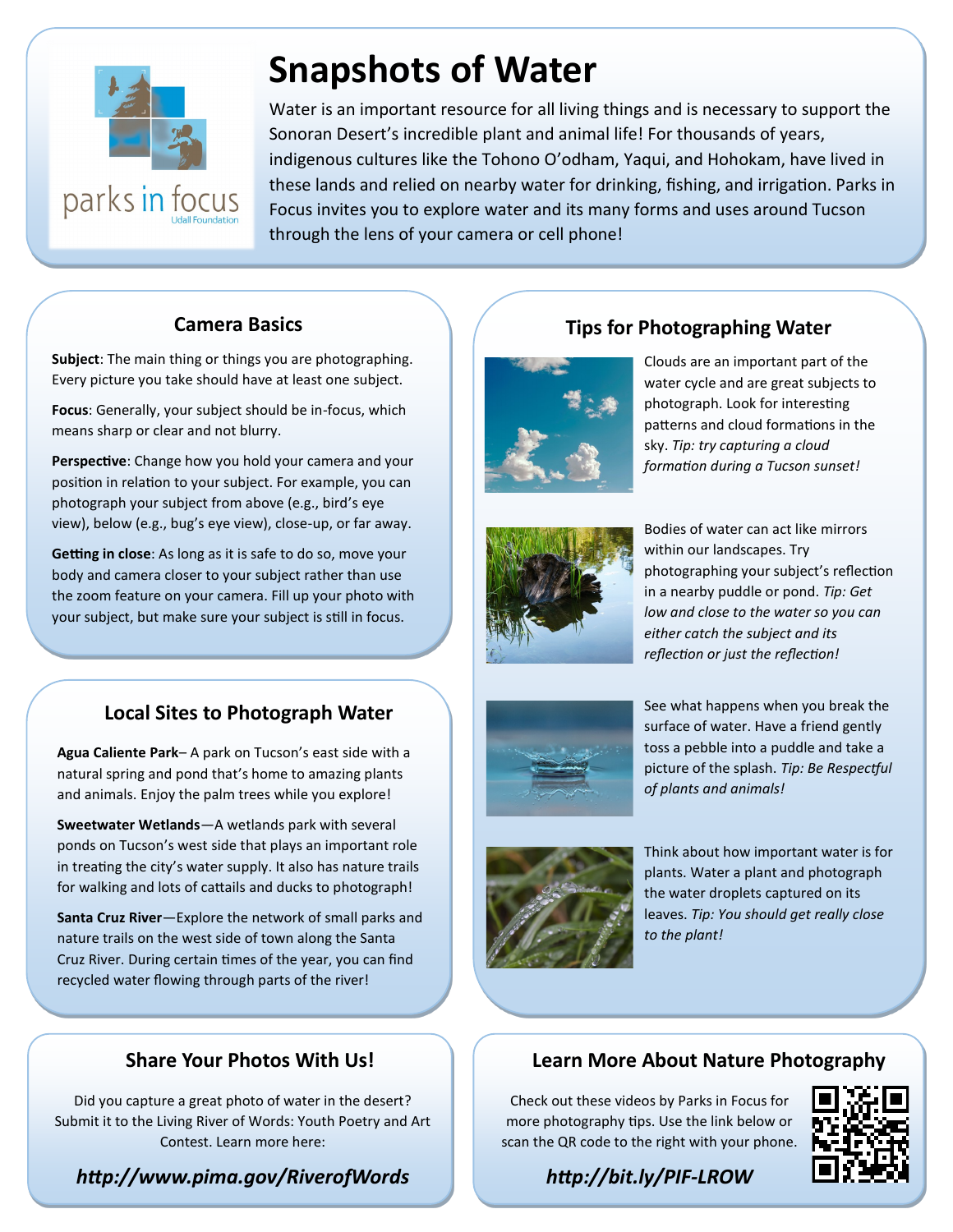parks in focus
Udall Foundation

# Snapshots of Water

Water is an important resource for all living things and is necessary to support the Sonoran Desert's incredible plant and animal life! For thousands of years, indigenous cultures like the Tohono O'odham, Yaqui, and Hohokam, have lived in these lands and relied on nearby water for drinking, fishing, and irrigation. Parks in Focus invites you to explore water and its many forms and uses around Tucson through the lens of your camera or cell phone!

## Camera Basics

**Subject**: The main thing or things you are photographing. Every picture you take should have at least one subject.

**Focus**: Generally, your subject should be in-focus, which means sharp or clear and not blurry.

**Perspective**: Change how you hold your camera and your position in relation to your subject. For example, you can photograph your subject from above (e.g., bird's eye view), below (e.g., bug's eye view), close-up, or far away.

**Getting in close**: As long as it is safe to do so, move your body and camera closer to your subject rather than use the zoom feature on your camera. Fill up your photo with your subject, but make sure your subject is still in focus.

## Local Sites to Photograph Water

**Agua Caliente Park**– A park on Tucson's east side with a natural spring and pond that's home to amazing plants and animals. Enjoy the palm trees while you explore!

**Sweetwater Wetlands**—A wetlands park with several ponds on Tucson's west side that plays an important role in treating the city's water supply. It also has nature trails for walking and lots of cattails and ducks to photograph!

**Santa Cruz River**—Explore the network of small parks and nature trails on the west side of town along the Santa Cruz River. During certain times of the year, you can find recycled water flowing through parts of the river!

## Tips for Photographing Water

Clouds are an important part of the water cycle and are great subjects to photograph. Look for interesting patterns and cloud formations in the sky. *Tip: try capturing a cloud formation during a Tucson sunset!*

Bodies of water can act like mirrors within our landscapes. Try photographing your subject's reflection in a nearby puddle or pond. *Tip: Get low and close to the water so you can either catch the subject and its reflection or just the reflection!*

See what happens when you break the surface of water. Have a friend gently toss a pebble into a puddle and take a picture of the splash. *Tip: Be Respectful of plants and animals!*

Think about how important water is for plants. Water a plant and photograph the water droplets captured on its leaves. *Tip: You should get really close to the plant!*

## Share Your Photos With Us!

Did you capture a great photo of water in the desert? Submit it to the Living River of Words: Youth Poetry and Art Contest. Learn more here:

***http://www.pima.gov/RiverofWords***

## Learn More About Nature Photography

Check out these videos by Parks in Focus for more photography tips. Use the link below or scan the QR code to the right with your phone.

***http://bit.ly/PIF-LROW***